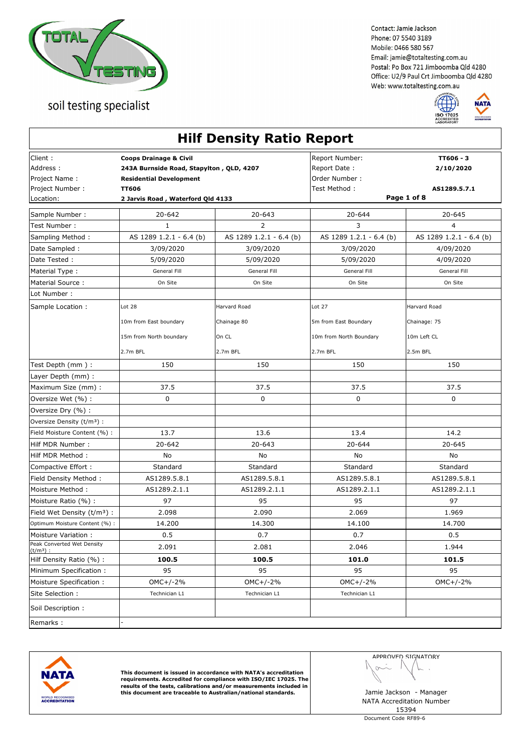soil testing specialist

Contact: Jamie Jackson
Phone: 07 5540 3189
Mobile: 0466 580 567
Email: jamie@totaltesting.com.au
Postal: Po Box 721 Jimboomba Qld 4280
Office: U2/9 Paul Crt Jimboomba Qld 4280
Web: www.totaltesting.com.au

# Hilf Density Ratio Report

| | | | |
|---|---|---|---|
| Client : | **Coops Drainage & Civil** | Report Number: | **TT606 - 3** |
| Address : | **243A Burnside Road, Stapylton , QLD, 4207** | Report Date : | **2/10/2020** |
| Project Name : | **Residential Development** | Order Number : | |
| Project Number : | **TT606** | Test Method : | **AS1289.5.7.1** |
| Location: | **2 Jarvis Road , Waterford Qld 4133** | | **Page 1 of 8** |

| Sample Number : | 20-642 | 20-643 | 20-644 | 20-645 |
|---|---|---|---|---|
| Test Number : | 1 | 2 | 3 | 4 |
| Sampling Method : | AS 1289 1.2.1 - 6.4 (b) | AS 1289 1.2.1 - 6.4 (b) | AS 1289 1.2.1 - 6.4 (b) | AS 1289 1.2.1 - 6.4 (b) |
| Date Sampled : | 3/09/2020 | 3/09/2020 | 3/09/2020 | 4/09/2020 |
| Date Tested : | 5/09/2020 | 5/09/2020 | 5/09/2020 | 4/09/2020 |
| Material Type : | General Fill | General Fill | General Fill | General Fill |
| Material Source : | On Site | On Site | On Site | On Site |
| Lot Number : | | | | |
| Sample Location : | Lot 28 | Harvard Road | Lot 27 | Harvard Road |
| | 10m from East boundary | Chainage 80 | 5m from East Boundary | Chainage: 75 |
| | 15m from North boundary | On CL | 10m from North Boundary | 10m Left CL |
| | 2.7m BFL | 2.7m BFL | 2.7m BFL | 2.5m BFL |
| Test Depth (mm ) : | 150 | 150 | 150 | 150 |
| Layer Depth (mm) : | | | | |
| Maximum Size (mm) : | 37.5 | 37.5 | 37.5 | 37.5 |
| Oversize Wet (%) : | 0 | 0 | 0 | 0 |
| Oversize Dry (%) : | | | | |
| Oversize Density ($t/m^3$) : | | | | |
| Field Moisture Content (%) : | 13.7 | 13.6 | 13.4 | 14.2 |
| Hilf MDR Number : | 20-642 | 20-643 | 20-644 | 20-645 |
| Hilf MDR Method : | No | No | No | No |
| Compactive Effort : | Standard | Standard | Standard | Standard |
| Field Density Method : | AS1289.5.8.1 | AS1289.5.8.1 | AS1289.5.8.1 | AS1289.5.8.1 |
| Moisture Method : | AS1289.2.1.1 | AS1289.2.1.1 | AS1289.2.1.1 | AS1289.2.1.1 |
| Moisture Ratio (%) : | 97 | 95 | 95 | 97 |
| Field Wet Density ($t/m^3$) : | 2.098 | 2.090 | 2.069 | 1.969 |
| Optimum Moisture Content (%) : | 14.200 | 14.300 | 14.100 | 14.700 |
| Moisture Variation : | 0.5 | 0.7 | 0.7 | 0.5 |
| Peak Converted Wet Density ($t/m^3$) : | 2.091 | 2.081 | 2.046 | 1.944 |
| Hilf Density Ratio (%) : | **100.5** | **100.5** | **101.0** | **101.5** |
| Minimum Specification : | 95 | 95 | 95 | 95 |
| Moisture Specification : | OMC+/-2% | OMC+/-2% | OMC+/-2% | OMC+/-2% |
| Site Selection : | Technician L1 | Technician L1 | Technician L1 | |
| Soil Description : | | | | |
| Remarks : | - | | | |

**This document is issued in accordance with NATA's accreditation requirements. Accredited for compliance with ISO/IEC 17025. The results of the tests, calibrations and/or measurements included in this document are traceable to Australian/national standards.**

APPROVED SIGNATORY

Jamie Jackson - Manager
NATA Accreditation Number
15394

Document Code RF89-6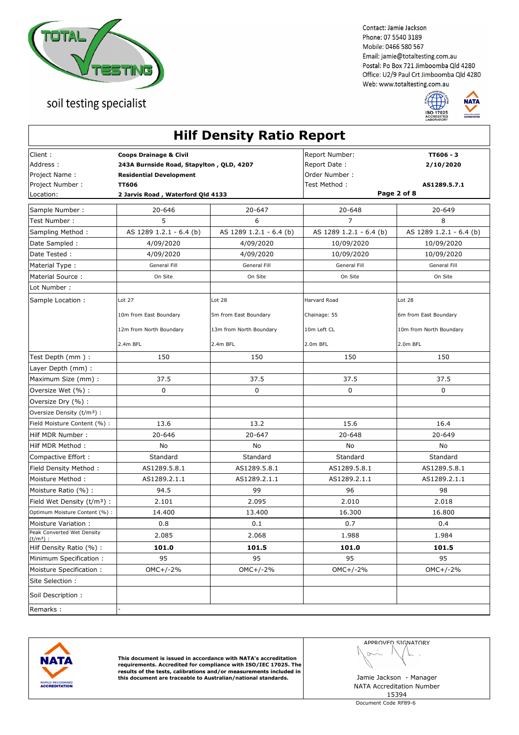soil testing specialist

Contact: Jamie Jackson
Phone: 07 5540 3189
Mobile: 0466 580 567
Email: jamie@totaltesting.com.au
Postal: Po Box 721 Jimboomba Qld 4280
Office: U2/9 Paul Crt Jimboomba Qld 4280
Web: www.totaltesting.com.au

# Hilf Density Ratio Report

| | | | |
|---|---|---|---|
| Client : | **Coops Drainage & Civil** | Report Number: | **TT606 - 3** |
| Address : | **243A Burnside Road, Stapylton , QLD, 4207** | Report Date : | **2/10/2020** |
| Project Name : | **Residential Development** | Order Number : | |
| Project Number : | **TT606** | Test Method : | **AS1289.5.7.1** |
| Location: | **2 Jarvis Road , Waterford Qld 4133** | | **Page 2 of 8** |

| Sample Number : | 20-646 | 20-647 | 20-648 | 20-649 |
|---|---|---|---|---|
| Test Number : | 5 | 6 | 7 | 8 |
| Sampling Method : | AS 1289 1.2.1 - 6.4 (b) | AS 1289 1.2.1 - 6.4 (b) | AS 1289 1.2.1 - 6.4 (b) | AS 1289 1.2.1 - 6.4 (b) |
| Date Sampled : | 4/09/2020 | 4/09/2020 | 10/09/2020 | 10/09/2020 |
| Date Tested : | 4/09/2020 | 4/09/2020 | 10/09/2020 | 10/09/2020 |
| Material Type : | General Fill | General Fill | General Fill | General Fill |
| Material Source : | On Site | On Site | On Site | On Site |
| Lot Number : | | | | |
| Sample Location : | Lot 27<br>10m from East Boundary<br>12m from North Boundary<br>2.4m BFL | Lot 28<br>5m from East Boundary<br>13m from North Boundary<br>2.4m BFL | Harvard Road<br>Chainage: 55<br>10m Left CL<br>2.0m BFL | Lot 28<br>6m from East Boundary<br>10m from North Boundary<br>2.0m BFL |
| Test Depth (mm ) : | 150 | 150 | 150 | 150 |
| Layer Depth (mm) : | | | | |
| Maximum Size (mm) : | 37.5 | 37.5 | 37.5 | 37.5 |
| Oversize Wet (%) : | 0 | 0 | 0 | 0 |
| Oversize Dry (%) : | | | | |
| Oversize Density ($t/m^3$) : | | | | |
| Field Moisture Content (%) : | 13.6 | 13.2 | 15.6 | 16.4 |
| Hilf MDR Number : | 20-646 | 20-647 | 20-648 | 20-649 |
| Hilf MDR Method : | No | No | No | No |
| Compactive Effort : | Standard | Standard | Standard | Standard |
| Field Density Method : | AS1289.5.8.1 | AS1289.5.8.1 | AS1289.5.8.1 | AS1289.5.8.1 |
| Moisture Method : | AS1289.2.1.1 | AS1289.2.1.1 | AS1289.2.1.1 | AS1289.2.1.1 |
| Moisture Ratio (%) : | 94.5 | 99 | 96 | 98 |
| Field Wet Density ($t/m^3$) : | 2.101 | 2.095 | 2.010 | 2.018 |
| Optimum Moisture Content (%) : | 14.400 | 13.400 | 16.300 | 16.800 |
| Moisture Variation : | 0.8 | 0.1 | 0.7 | 0.4 |
| Peak Converted Wet Density ($t/m^3$) : | 2.085 | 2.068 | 1.988 | 1.984 |
| Hilf Density Ratio (%) : | **101.0** | **101.5** | **101.0** | **101.5** |
| Minimum Specification : | 95 | 95 | 95 | 95 |
| Moisture Specification : | OMC+/-2% | OMC+/-2% | OMC+/-2% | OMC+/-2% |
| Site Selection : | | | | |
| Soil Description : | | | | |
| Remarks : | - | | | |

**This document is issued in accordance with NATA's accreditation requirements. Accredited for compliance with ISO/IEC 17025. The results of the tests, calibrations and/or measurements included in this document are traceable to Australian/national standards.**

APPROVED SIGNATORY

Jamie Jackson - Manager
NATA Accreditation Number
15394

Document Code RF89-6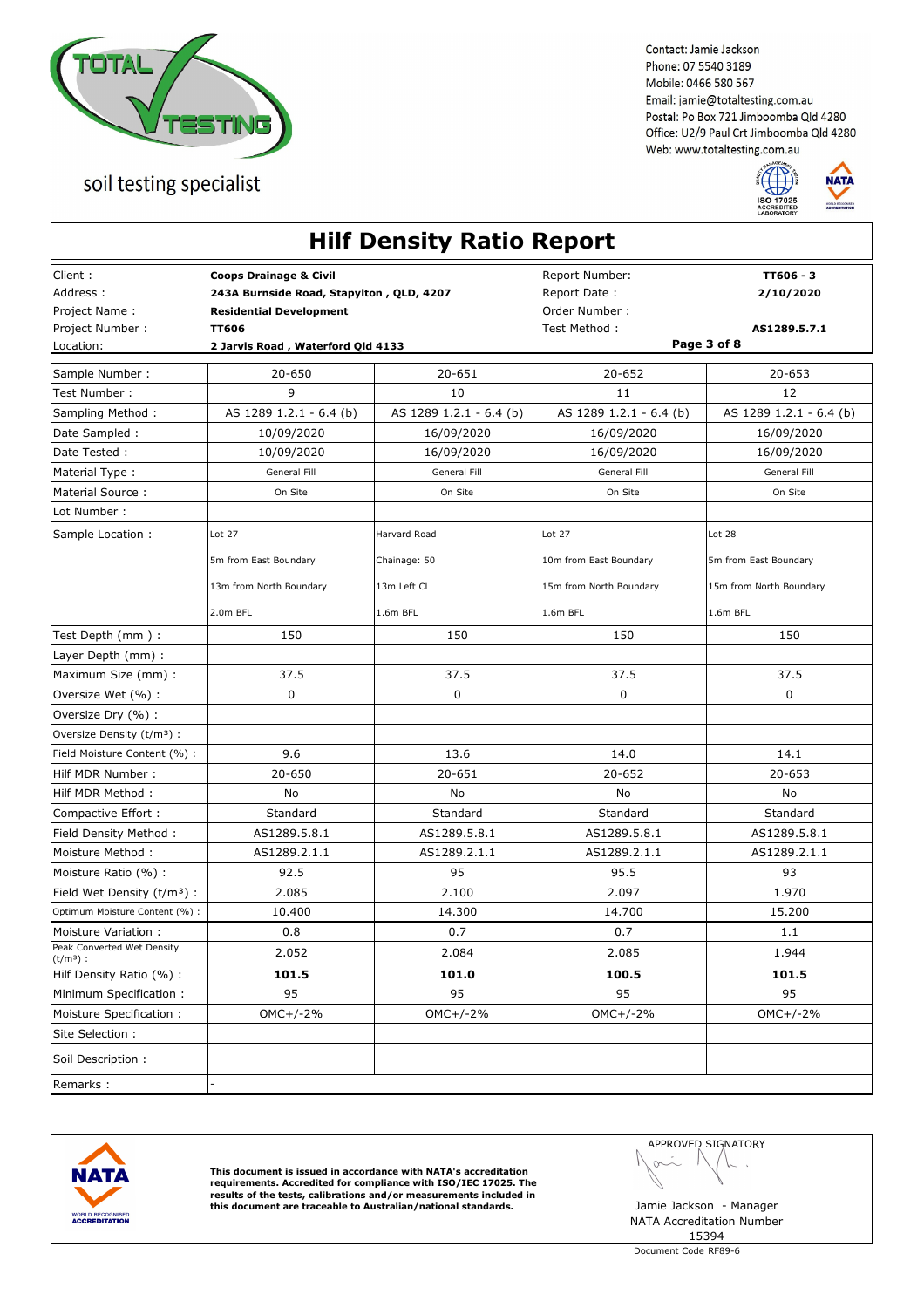Contact: Jamie Jackson
Phone: 07 5540 3189
Mobile: 0466 580 567
Email: jamie@totaltesting.com.au
Postal: Po Box 721 Jimboomba Qld 4280
Office: U2/9 Paul Crt Jimboomba Qld 4280
Web: www.totaltesting.com.au

soil testing specialist

# Hilf Density Ratio Report

| | | | |
|---|---|---|---|
| Client : | **Coops Drainage & Civil** | Report Number: | **TT606 - 3** |
| Address : | **243A Burnside Road, Stapylton , QLD, 4207** | Report Date : | **2/10/2020** |
| Project Name : | **Residential Development** | Order Number : | |
| Project Number : | **TT606** | Test Method : | **AS1289.5.7.1** |
| Location: | **2 Jarvis Road , Waterford Qld 4133** | | **Page 3 of 8** |

| Sample Number : | 20-650 | 20-651 | 20-652 | 20-653 |
|---|---|---|---|---|
| Test Number : | 9 | 10 | 11 | 12 |
| Sampling Method : | AS 1289 1.2.1 - 6.4 (b) | AS 1289 1.2.1 - 6.4 (b) | AS 1289 1.2.1 - 6.4 (b) | AS 1289 1.2.1 - 6.4 (b) |
| Date Sampled : | 10/09/2020 | 16/09/2020 | 16/09/2020 | 16/09/2020 |
| Date Tested : | 10/09/2020 | 16/09/2020 | 16/09/2020 | 16/09/2020 |
| Material Type : | General Fill | General Fill | General Fill | General Fill |
| Material Source : | On Site | On Site | On Site | On Site |
| Lot Number : | | | | |
| Sample Location : | Lot 27<br>5m from East Boundary<br>13m from North Boundary<br>2.0m BFL | Harvard Road<br>Chainage: 50<br>13m Left CL<br>1.6m BFL | Lot 27<br>10m from East Boundary<br>15m from North Boundary<br>1.6m BFL | Lot 28<br>5m from East Boundary<br>15m from North Boundary<br>1.6m BFL |
| Test Depth (mm ) : | 150 | 150 | 150 | 150 |
| Layer Depth (mm) : | | | | |
| Maximum Size (mm) : | 37.5 | 37.5 | 37.5 | 37.5 |
| Oversize Wet (%) : | 0 | 0 | 0 | 0 |
| Oversize Dry (%) : | | | | |
| Oversize Density (t/m³) : | | | | |
| Field Moisture Content (%) : | 9.6 | 13.6 | 14.0 | 14.1 |
| Hilf MDR Number : | 20-650 | 20-651 | 20-652 | 20-653 |
| Hilf MDR Method : | No | No | No | No |
| Compactive Effort : | Standard | Standard | Standard | Standard |
| Field Density Method : | AS1289.5.8.1 | AS1289.5.8.1 | AS1289.5.8.1 | AS1289.5.8.1 |
| Moisture Method : | AS1289.2.1.1 | AS1289.2.1.1 | AS1289.2.1.1 | AS1289.2.1.1 |
| Moisture Ratio (%) : | 92.5 | 95 | 95.5 | 93 |
| Field Wet Density (t/m³) : | 2.085 | 2.100 | 2.097 | 1.970 |
| Optimum Moisture Content (%) : | 10.400 | 14.300 | 14.700 | 15.200 |
| Moisture Variation : | 0.8 | 0.7 | 0.7 | 1.1 |
| Peak Converted Wet Density (t/m³) : | 2.052 | 2.084 | 2.085 | 1.944 |
| Hilf Density Ratio (%) : | **101.5** | **101.0** | **100.5** | **101.5** |
| Minimum Specification : | 95 | 95 | 95 | 95 |
| Moisture Specification : | OMC+/-2% | OMC+/-2% | OMC+/-2% | OMC+/-2% |
| Site Selection : | | | | |
| Soil Description : | | | | |
| Remarks : | - | | | |

**This document is issued in accordance with NATA's accreditation requirements. Accredited for compliance with ISO/IEC 17025. The results of the tests, calibrations and/or measurements included in this document are traceable to Australian/national standards.**

APPROVED SIGNATORY

Jamie Jackson - Manager
NATA Accreditation Number
15394

Document Code RF89-6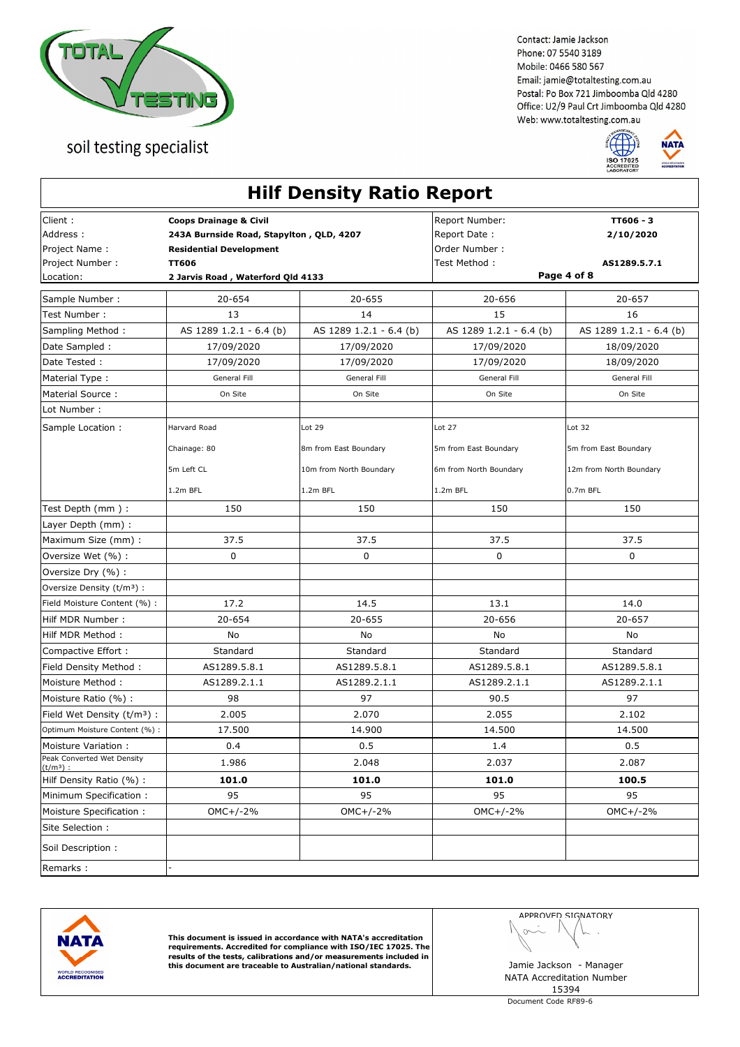Contact: Jamie Jackson
Phone: 07 5540 3189
Mobile: 0466 580 567
Email: jamie@totaltesting.com.au
Postal: Po Box 721 Jimboomba Qld 4280
Office: U2/9 Paul Crt Jimboomba Qld 4280
Web: www.totaltesting.com.au

soil testing specialist

# Hilf Density Ratio Report

| | | | |
|---|---|---|---|
| Client : | **Coops Drainage & Civil** | Report Number: | **TT606 - 3** |
| Address : | **243A Burnside Road, Stapylton , QLD, 4207** | Report Date : | **2/10/2020** |
| Project Name : | **Residential Development** | Order Number : | |
| Project Number : | **TT606** | Test Method : | **AS1289.5.7.1** |
| Location: | **2 Jarvis Road , Waterford Qld 4133** | | **Page 4 of 8** |

| Sample Number : | 20-654 | 20-655 | 20-656 | 20-657 |
|---|---|---|---|---|
| Test Number : | 13 | 14 | 15 | 16 |
| Sampling Method : | AS 1289 1.2.1 - 6.4 (b) | AS 1289 1.2.1 - 6.4 (b) | AS 1289 1.2.1 - 6.4 (b) | AS 1289 1.2.1 - 6.4 (b) |
| Date Sampled : | 17/09/2020 | 17/09/2020 | 17/09/2020 | 18/09/2020 |
| Date Tested : | 17/09/2020 | 17/09/2020 | 17/09/2020 | 18/09/2020 |
| Material Type : | General Fill | General Fill | General Fill | General Fill |
| Material Source : | On Site | On Site | On Site | On Site |
| Lot Number : | | | | |
| Sample Location : | Harvard Road<br>Chainage: 80<br>5m Left CL<br>1.2m BFL | Lot 29<br>8m from East Boundary<br>10m from North Boundary<br>1.2m BFL | Lot 27<br>5m from East Boundary<br>6m from North Boundary<br>1.2m BFL | Lot 32<br>5m from East Boundary<br>12m from North Boundary<br>0.7m BFL |
| Test Depth (mm ) : | 150 | 150 | 150 | 150 |
| Layer Depth (mm) : | | | | |
| Maximum Size (mm) : | 37.5 | 37.5 | 37.5 | 37.5 |
| Oversize Wet (%) : | 0 | 0 | 0 | 0 |
| Oversize Dry (%) : | | | | |
| Oversize Density ($t/m^3$) : | | | | |
| Field Moisture Content (%) : | 17.2 | 14.5 | 13.1 | 14.0 |
| Hilf MDR Number : | 20-654 | 20-655 | 20-656 | 20-657 |
| Hilf MDR Method : | No | No | No | No |
| Compactive Effort : | Standard | Standard | Standard | Standard |
| Field Density Method : | AS1289.5.8.1 | AS1289.5.8.1 | AS1289.5.8.1 | AS1289.5.8.1 |
| Moisture Method : | AS1289.2.1.1 | AS1289.2.1.1 | AS1289.2.1.1 | AS1289.2.1.1 |
| Moisture Ratio (%) : | 98 | 97 | 90.5 | 97 |
| Field Wet Density ($t/m^3$) : | 2.005 | 2.070 | 2.055 | 2.102 |
| Optimum Moisture Content (%) : | 17.500 | 14.900 | 14.500 | 14.500 |
| Moisture Variation : | 0.4 | 0.5 | 1.4 | 0.5 |
| Peak Converted Wet Density ($t/m^3$) : | 1.986 | 2.048 | 2.037 | 2.087 |
| Hilf Density Ratio (%) : | **101.0** | **101.0** | **101.0** | **100.5** |
| Minimum Specification : | 95 | 95 | 95 | 95 |
| Moisture Specification : | OMC+/-2% | OMC+/-2% | OMC+/-2% | OMC+/-2% |
| Site Selection : | | | | |
| Soil Description : | | | | |
| Remarks : | - | | | |

**This document is issued in accordance with NATA's accreditation requirements. Accredited for compliance with ISO/IEC 17025. The results of the tests, calibrations and/or measurements included in this document are traceable to Australian/national standards.**

APPROVED SIGNATORY

Jamie Jackson - Manager
NATA Accreditation Number
15394

Document Code RF89-6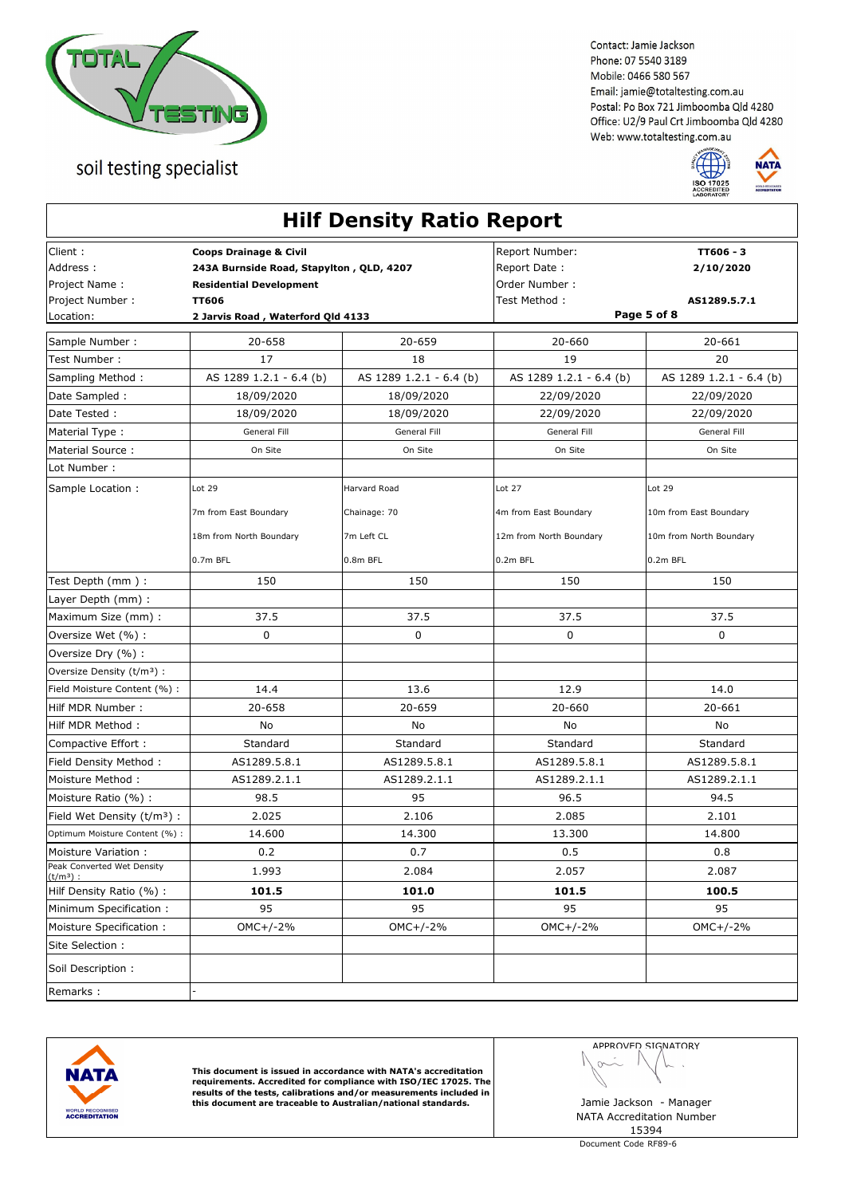soil testing specialist

Contact: Jamie Jackson
Phone: 07 5540 3189
Mobile: 0466 580 567
Email: jamie@totaltesting.com.au
Postal: Po Box 721 Jimboomba Qld 4280
Office: U2/9 Paul Crt Jimboomba Qld 4280
Web: www.totaltesting.com.au

# Hilf Density Ratio Report

| | | | |
|---|---|---|---|
| Client : | **Coops Drainage & Civil** | Report Number: | **TT606 - 3** |
| Address : | **243A Burnside Road, Stapylton , QLD, 4207** | Report Date : | **2/10/2020** |
| Project Name : | **Residential Development** | Order Number : | |
| Project Number : | **TT606** | Test Method : | **AS1289.5.7.1** |
| Location: | **2 Jarvis Road , Waterford Qld 4133** | | **Page 5 of 8** |

| Sample Number : | 20-658 | 20-659 | 20-660 | 20-661 |
|---|---|---|---|---|
| Test Number : | 17 | 18 | 19 | 20 |
| Sampling Method : | AS 1289 1.2.1 - 6.4 (b) | AS 1289 1.2.1 - 6.4 (b) | AS 1289 1.2.1 - 6.4 (b) | AS 1289 1.2.1 - 6.4 (b) |
| Date Sampled : | 18/09/2020 | 18/09/2020 | 22/09/2020 | 22/09/2020 |
| Date Tested : | 18/09/2020 | 18/09/2020 | 22/09/2020 | 22/09/2020 |
| Material Type : | General Fill | General Fill | General Fill | General Fill |
| Material Source : | On Site | On Site | On Site | On Site |
| Lot Number : | | | | |
| Sample Location : | Lot 29<br>7m from East Boundary<br>18m from North Boundary<br>0.7m BFL | Harvard Road<br>Chainage: 70<br>7m Left CL<br>0.8m BFL | Lot 27<br>4m from East Boundary<br>12m from North Boundary<br>0.2m BFL | Lot 29<br>10m from East Boundary<br>10m from North Boundary<br>0.2m BFL |
| Test Depth (mm ) : | 150 | 150 | 150 | 150 |
| Layer Depth (mm) : | | | | |
| Maximum Size (mm) : | 37.5 | 37.5 | 37.5 | 37.5 |
| Oversize Wet (%) : | 0 | 0 | 0 | 0 |
| Oversize Dry (%) : | | | | |
| Oversize Density (t/m³) : | | | | |
| Field Moisture Content (%) : | 14.4 | 13.6 | 12.9 | 14.0 |
| Hilf MDR Number : | 20-658 | 20-659 | 20-660 | 20-661 |
| Hilf MDR Method : | No | No | No | No |
| Compactive Effort : | Standard | Standard | Standard | Standard |
| Field Density Method : | AS1289.5.8.1 | AS1289.5.8.1 | AS1289.5.8.1 | AS1289.5.8.1 |
| Moisture Method : | AS1289.2.1.1 | AS1289.2.1.1 | AS1289.2.1.1 | AS1289.2.1.1 |
| Moisture Ratio (%) : | 98.5 | 95 | 96.5 | 94.5 |
| Field Wet Density (t/m³) : | 2.025 | 2.106 | 2.085 | 2.101 |
| Optimum Moisture Content (%) : | 14.600 | 14.300 | 13.300 | 14.800 |
| Moisture Variation : | 0.2 | 0.7 | 0.5 | 0.8 |
| Peak Converted Wet Density (t/m³) : | 1.993 | 2.084 | 2.057 | 2.087 |
| Hilf Density Ratio (%) : | **101.5** | **101.0** | **101.5** | **100.5** |
| Minimum Specification : | 95 | 95 | 95 | 95 |
| Moisture Specification : | OMC+/-2% | OMC+/-2% | OMC+/-2% | OMC+/-2% |
| Site Selection : | | | | |
| Soil Description : | | | | |
| Remarks : | - | | | |

**This document is issued in accordance with NATA's accreditation requirements. Accredited for compliance with ISO/IEC 17025. The results of the tests, calibrations and/or measurements included in this document are traceable to Australian/national standards.**

APPROVED SIGNATORY

Jamie Jackson - Manager
NATA Accreditation Number
15394

Document Code RF89-6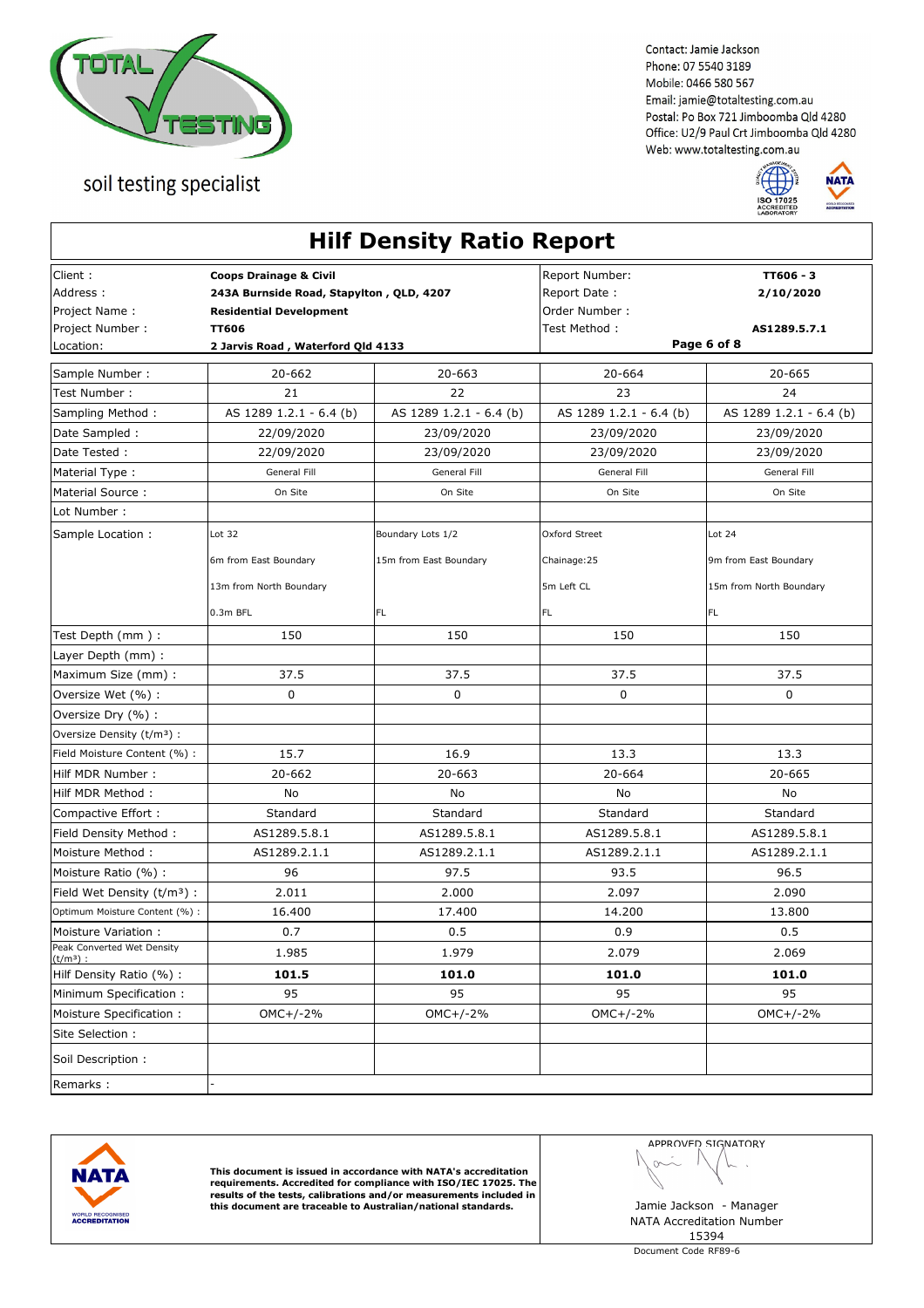soil testing specialist

Contact: Jamie Jackson
Phone: 07 5540 3189
Mobile: 0466 580 567
Email: jamie@totaltesting.com.au
Postal: Po Box 721 Jimboomba Qld 4280
Office: U2/9 Paul Crt Jimboomba Qld 4280
Web: www.totaltesting.com.au

# Hilf Density Ratio Report

| | | | |
|---|---|---|---|
| Client : | **Coops Drainage & Civil** | Report Number: | **TT606 - 3** |
| Address : | **243A Burnside Road, Stapylton , QLD, 4207** | Report Date : | **2/10/2020** |
| Project Name : | **Residential Development** | Order Number : | |
| Project Number : | **TT606** | Test Method : | **AS1289.5.7.1** |
| Location: | **2 Jarvis Road , Waterford Qld 4133** | | **Page 6 of 8** |

| Sample Number : | 20-662 | 20-663 | 20-664 | 20-665 |
|---|---|---|---|---|
| Test Number : | 21 | 22 | 23 | 24 |
| Sampling Method : | AS 1289 1.2.1 - 6.4 (b) | AS 1289 1.2.1 - 6.4 (b) | AS 1289 1.2.1 - 6.4 (b) | AS 1289 1.2.1 - 6.4 (b) |
| Date Sampled : | 22/09/2020 | 23/09/2020 | 23/09/2020 | 23/09/2020 |
| Date Tested : | 22/09/2020 | 23/09/2020 | 23/09/2020 | 23/09/2020 |
| Material Type : | General Fill | General Fill | General Fill | General Fill |
| Material Source : | On Site | On Site | On Site | On Site |
| Lot Number : | | | | |
| Sample Location : | Lot 32<br>6m from East Boundary<br>13m from North Boundary<br>0.3m BFL | Boundary Lots 1/2<br>15m from East Boundary<br><br>FL | Oxford Street<br>Chainage:25<br>5m Left CL<br>FL | Lot 24<br>9m from East Boundary<br>15m from North Boundary<br>FL |
| Test Depth (mm ) : | 150 | 150 | 150 | 150 |
| Layer Depth (mm) : | | | | |
| Maximum Size (mm) : | 37.5 | 37.5 | 37.5 | 37.5 |
| Oversize Wet (%) : | 0 | 0 | 0 | 0 |
| Oversize Dry (%) : | | | | |
| Oversize Density ($t/m^3$) : | | | | |
| Field Moisture Content (%) : | 15.7 | 16.9 | 13.3 | 13.3 |
| Hilf MDR Number : | 20-662 | 20-663 | 20-664 | 20-665 |
| Hilf MDR Method : | No | No | No | No |
| Compactive Effort : | Standard | Standard | Standard | Standard |
| Field Density Method : | AS1289.5.8.1 | AS1289.5.8.1 | AS1289.5.8.1 | AS1289.5.8.1 |
| Moisture Method : | AS1289.2.1.1 | AS1289.2.1.1 | AS1289.2.1.1 | AS1289.2.1.1 |
| Moisture Ratio (%) : | 96 | 97.5 | 93.5 | 96.5 |
| Field Wet Density ($t/m^3$) : | 2.011 | 2.000 | 2.097 | 2.090 |
| Optimum Moisture Content (%) : | 16.400 | 17.400 | 14.200 | 13.800 |
| Moisture Variation : | 0.7 | 0.5 | 0.9 | 0.5 |
| Peak Converted Wet Density ($t/m^3$) : | 1.985 | 1.979 | 2.079 | 2.069 |
| Hilf Density Ratio (%) : | **101.5** | **101.0** | **101.0** | **101.0** |
| Minimum Specification : | 95 | 95 | 95 | 95 |
| Moisture Specification : | OMC+/-2% | OMC+/-2% | OMC+/-2% | OMC+/-2% |
| Site Selection : | | | | |
| Soil Description : | | | | |
| Remarks : | - | | | |

**This document is issued in accordance with NATA's accreditation requirements. Accredited for compliance with ISO/IEC 17025. The results of the tests, calibrations and/or measurements included in this document are traceable to Australian/national standards.**

APPROVED SIGNATORY

Jamie Jackson - Manager
NATA Accreditation Number
15394

Document Code RF89-6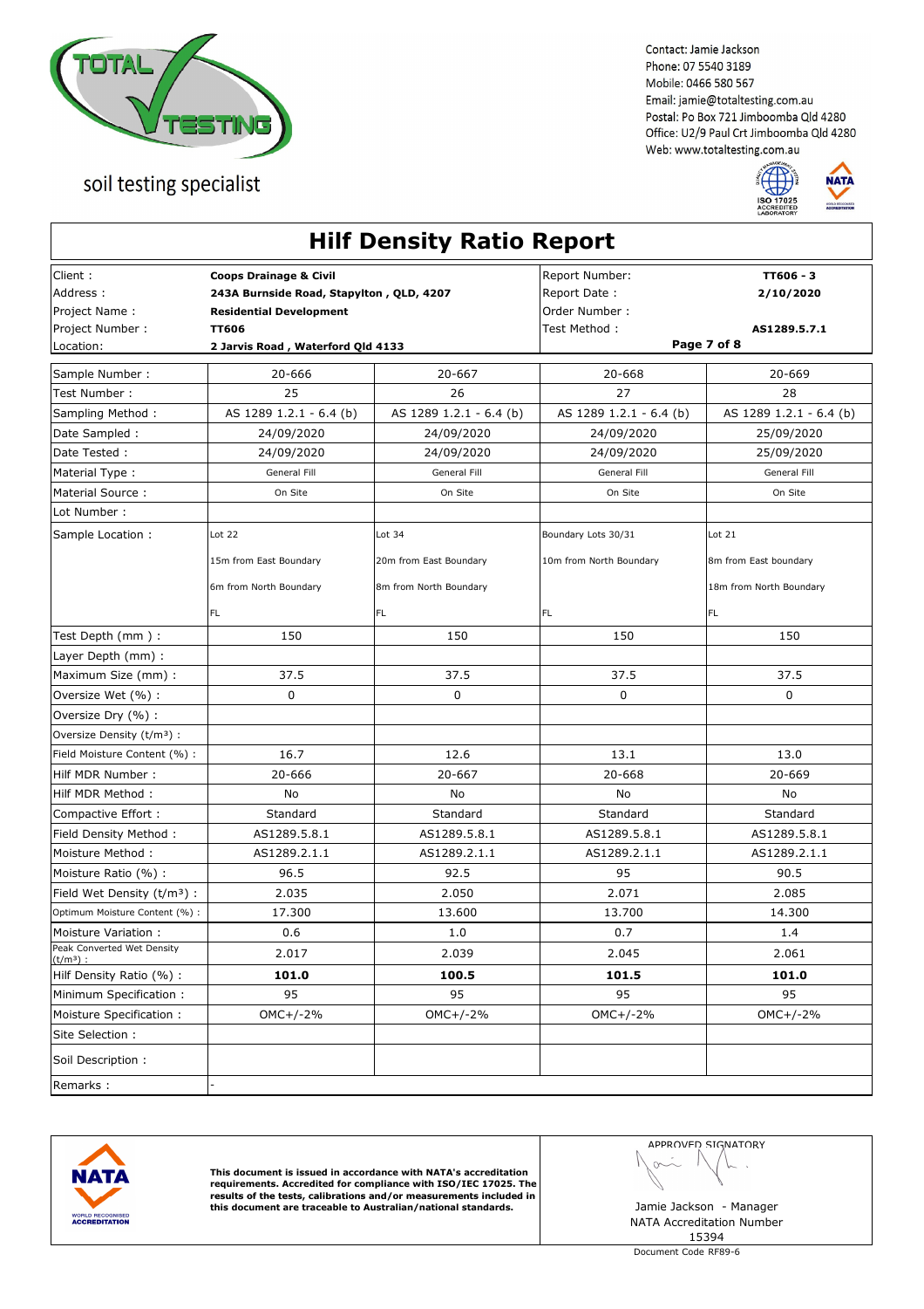soil testing specialist

Contact: Jamie Jackson
Phone: 07 5540 3189
Mobile: 0466 580 567
Email: jamie@totaltesting.com.au
Postal: Po Box 721 Jimboomba Qld 4280
Office: U2/9 Paul Crt Jimboomba Qld 4280
Web: www.totaltesting.com.au

# Hilf Density Ratio Report

| | | | |
|---|---|---|---|
| Client : | **Coops Drainage & Civil** | Report Number: | **TT606 - 3** |
| Address : | **243A Burnside Road, Stapylton , QLD, 4207** | Report Date : | **2/10/2020** |
| Project Name : | **Residential Development** | Order Number : | |
| Project Number : | **TT606** | Test Method : | **AS1289.5.7.1** |
| Location: | **2 Jarvis Road , Waterford Qld 4133** | | |

| Sample Number : | 20-666 | 20-667 | 20-668 | 20-669 |
|---|---|---|---|---|
| Test Number : | 25 | 26 | 27 | 28 |
| Sampling Method : | AS 1289 1.2.1 - 6.4 (b) | AS 1289 1.2.1 - 6.4 (b) | AS 1289 1.2.1 - 6.4 (b) | AS 1289 1.2.1 - 6.4 (b) |
| Date Sampled : | 24/09/2020 | 24/09/2020 | 24/09/2020 | 25/09/2020 |
| Date Tested : | 24/09/2020 | 24/09/2020 | 24/09/2020 | 25/09/2020 |
| Material Type : | General Fill | General Fill | General Fill | General Fill |
| Material Source : | On Site | On Site | On Site | On Site |
| Lot Number : | | | | |
| Sample Location : | Lot 22<br>15m from East Boundary<br>6m from North Boundary<br>FL | Lot 34<br>20m from East Boundary<br>8m from North Boundary<br>FL | Boundary Lots 30/31<br>10m from North Boundary<br>FL | Lot 21<br>8m from East boundary<br>18m from North Boundary<br>FL |
| Test Depth (mm ) : | 150 | 150 | 150 | 150 |
| Layer Depth (mm) : | | | | |
| Maximum Size (mm) : | 37.5 | 37.5 | 37.5 | 37.5 |
| Oversize Wet (%) : | 0 | 0 | 0 | 0 |
| Oversize Dry (%) : | | | | |
| Oversize Density (t/m³) : | | | | |
| Field Moisture Content (%) : | 16.7 | 12.6 | 13.1 | 13.0 |
| Hilf MDR Number : | 20-666 | 20-667 | 20-668 | 20-669 |
| Hilf MDR Method : | No | No | No | No |
| Compactive Effort : | Standard | Standard | Standard | Standard |
| Field Density Method : | AS1289.5.8.1 | AS1289.5.8.1 | AS1289.5.8.1 | AS1289.5.8.1 |
| Moisture Method : | AS1289.2.1.1 | AS1289.2.1.1 | AS1289.2.1.1 | AS1289.2.1.1 |
| Moisture Ratio (%) : | 96.5 | 92.5 | 95 | 90.5 |
| Field Wet Density (t/m³) : | 2.035 | 2.050 | 2.071 | 2.085 |
| Optimum Moisture Content (%) : | 17.300 | 13.600 | 13.700 | 14.300 |
| Moisture Variation : | 0.6 | 1.0 | 0.7 | 1.4 |
| Peak Converted Wet Density (t/m³) : | 2.017 | 2.039 | 2.045 | 2.061 |
| Hilf Density Ratio (%) : | **101.0** | **100.5** | **101.5** | **101.0** |
| Minimum Specification : | 95 | 95 | 95 | 95 |
| Moisture Specification : | OMC+/-2% | OMC+/-2% | OMC+/-2% | OMC+/-2% |
| Site Selection : | | | | |
| Soil Description : | | | | |
| Remarks : | - | | | |

**This document is issued in accordance with NATA's accreditation requirements. Accredited for compliance with ISO/IEC 17025. The results of the tests, calibrations and/or measurements included in this document are traceable to Australian/national standards.**

APPROVED SIGNATORY

Jamie Jackson - Manager
NATA Accreditation Number
15394

Document Code RF89-6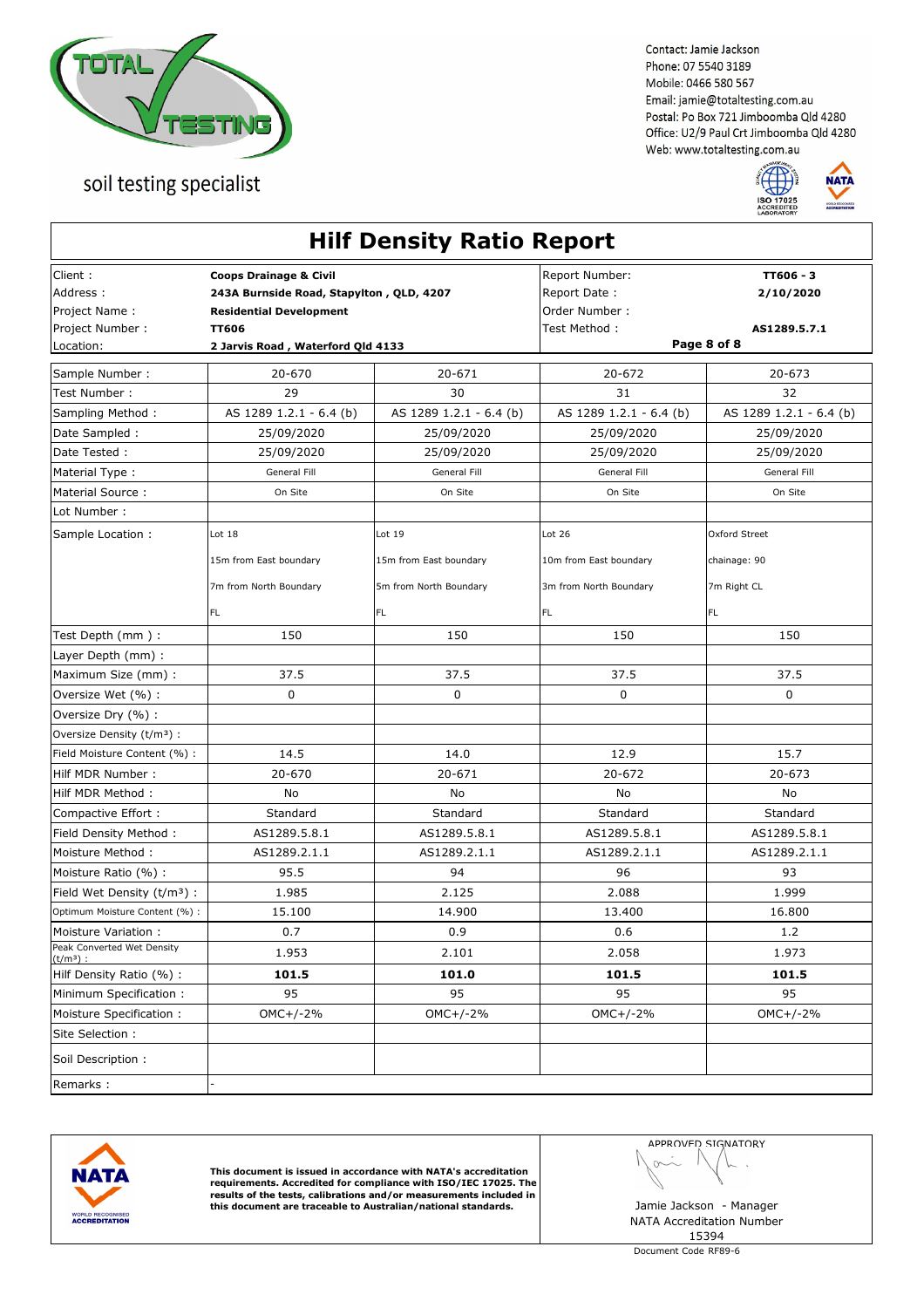soil testing specialist

Contact: Jamie Jackson
Phone: 07 5540 3189
Mobile: 0466 580 567
Email: jamie@totaltesting.com.au
Postal: Po Box 721 Jimboomba Qld 4280
Office: U2/9 Paul Crt Jimboomba Qld 4280
Web: www.totaltesting.com.au

# Hilf Density Ratio Report

| | | | |
|---|---|---|---|
| Client : | **Coops Drainage & Civil** | Report Number: | **TT606 - 3** |
| Address : | **243A Burnside Road, Stapylton , QLD, 4207** | Report Date : | **2/10/2020** |
| Project Name : | **Residential Development** | Order Number : | |
| Project Number : | **TT606** | Test Method : | **AS1289.5.7.1** |
| Location: | **2 Jarvis Road , Waterford Qld 4133** | | **Page 8 of 8** |

| | | | | |
|---|---|---|---|---|
| Sample Number : | 20-670 | 20-671 | 20-672 | 20-673 |
| Test Number : | 29 | 30 | 31 | 32 |
| Sampling Method : | AS 1289 1.2.1 - 6.4 (b) | AS 1289 1.2.1 - 6.4 (b) | AS 1289 1.2.1 - 6.4 (b) | AS 1289 1.2.1 - 6.4 (b) |
| Date Sampled : | 25/09/2020 | 25/09/2020 | 25/09/2020 | 25/09/2020 |
| Date Tested : | 25/09/2020 | 25/09/2020 | 25/09/2020 | 25/09/2020 |
| Material Type : | General Fill | General Fill | General Fill | General Fill |
| Material Source : | On Site | On Site | On Site | On Site |
| Lot Number : | | | | |
| Sample Location : | Lot 18<br>15m from East boundary<br>7m from North Boundary<br>FL | Lot 19<br>15m from East boundary<br>5m from North Boundary<br>FL | Lot 26<br>10m from East boundary<br>3m from North Boundary<br>FL | Oxford Street<br>chainage: 90<br>7m Right CL<br>FL |
| Test Depth (mm ) : | 150 | 150 | 150 | 150 |
| Layer Depth (mm) : | | | | |
| Maximum Size (mm) : | 37.5 | 37.5 | 37.5 | 37.5 |
| Oversize Wet (%) : | 0 | 0 | 0 | 0 |
| Oversize Dry (%) : | | | | |
| Oversize Density ($t/m^3$) : | | | | |
| Field Moisture Content (%) : | 14.5 | 14.0 | 12.9 | 15.7 |
| Hilf MDR Number : | 20-670 | 20-671 | 20-672 | 20-673 |
| Hilf MDR Method : | No | No | No | No |
| Compactive Effort : | Standard | Standard | Standard | Standard |
| Field Density Method : | AS1289.5.8.1 | AS1289.5.8.1 | AS1289.5.8.1 | AS1289.5.8.1 |
| Moisture Method : | AS1289.2.1.1 | AS1289.2.1.1 | AS1289.2.1.1 | AS1289.2.1.1 |
| Moisture Ratio (%) : | 95.5 | 94 | 96 | 93 |
| Field Wet Density ($t/m^3$) : | 1.985 | 2.125 | 2.088 | 1.999 |
| Optimum Moisture Content (%) : | 15.100 | 14.900 | 13.400 | 16.800 |
| Moisture Variation : | 0.7 | 0.9 | 0.6 | 1.2 |
| Peak Converted Wet Density ($t/m^3$) : | 1.953 | 2.101 | 2.058 | 1.973 |
| Hilf Density Ratio (%) : | **101.5** | **101.0** | **101.5** | **101.5** |
| Minimum Specification : | 95 | 95 | 95 | 95 |
| Moisture Specification : | OMC+/-2% | OMC+/-2% | OMC+/-2% | OMC+/-2% |
| Site Selection : | | | | |
| Soil Description : | | | | |
| Remarks : | - | | | |

**This document is issued in accordance with NATA's accreditation requirements. Accredited for compliance with ISO/IEC 17025. The results of the tests, calibrations and/or measurements included in this document are traceable to Australian/national standards.**

APPROVED SIGNATORY

Jamie Jackson - Manager
NATA Accreditation Number
15394

Document Code RF89-6